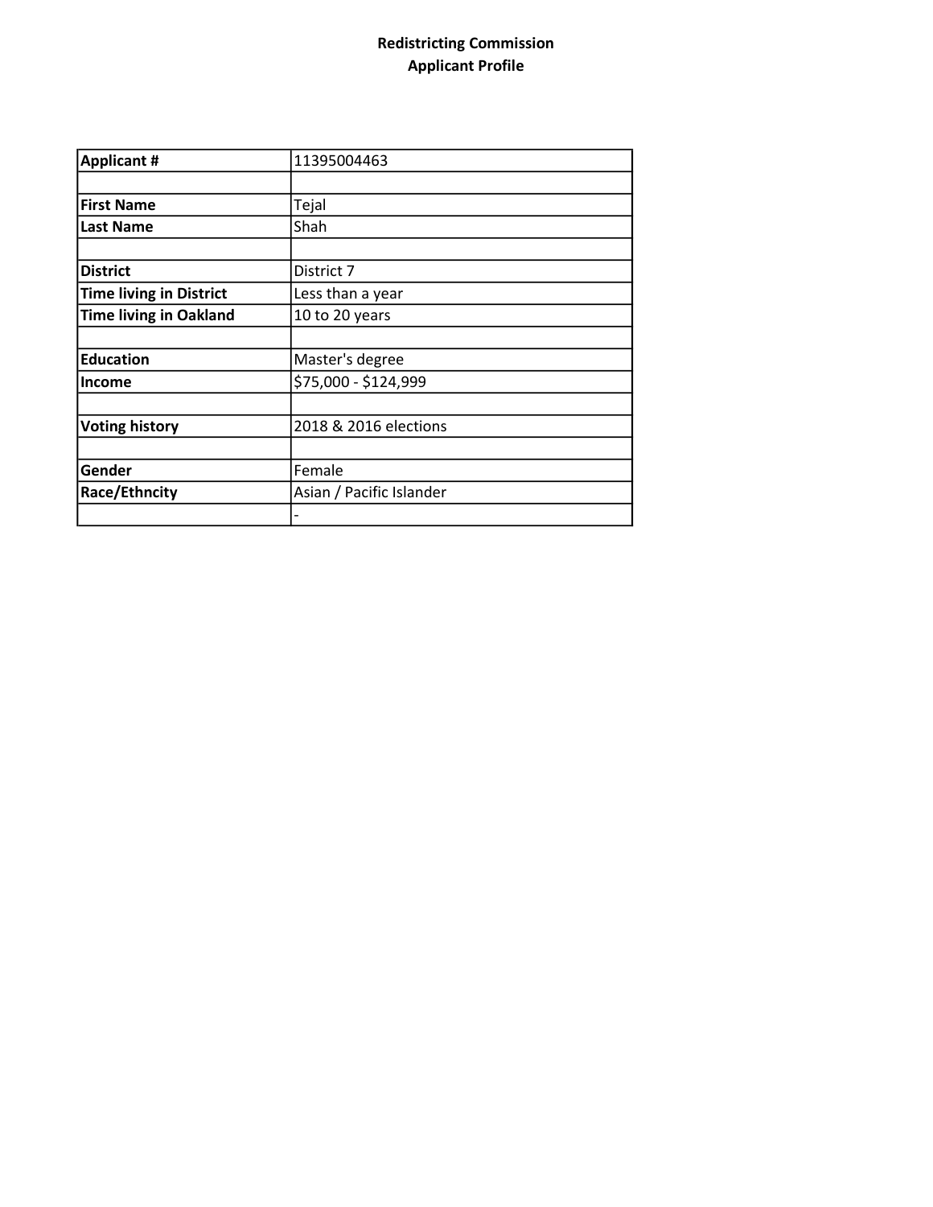**Redistricting Commission**
**Applicant Profile**

| **Applicant #** | 11395004463 |
|---|---|
| | |
| **First Name** | Tejal |
| **Last Name** | Shah |
| | |
| **District** | District 7 |
| **Time living in District** | Less than a year |
| **Time living in Oakland** | 10 to 20 years |
| | |
| **Education** | Master's degree |
| **Income** | $75,000 - $124,999 |
| | |
| **Voting history** | 2018 & 2016 elections |
| | |
| **Gender** | Female |
| **Race/Ethncity** | Asian / Pacific Islander |
| | - |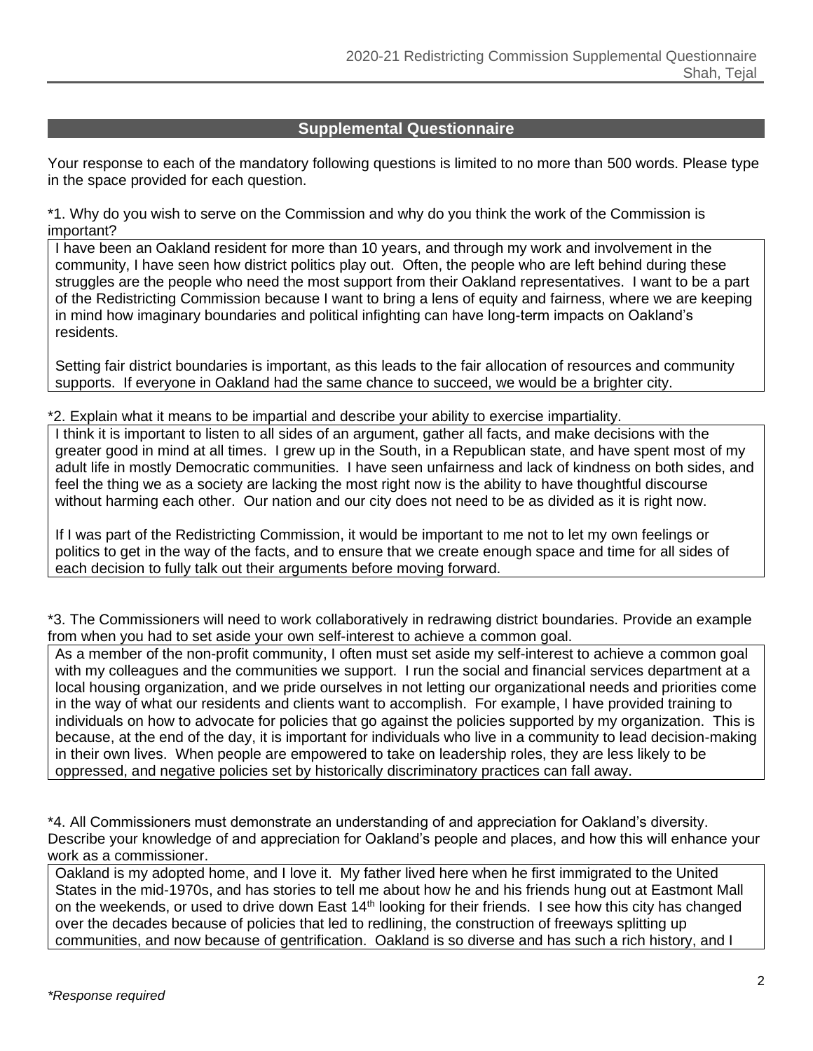## Supplemental Questionnaire

Your response to each of the mandatory following questions is limited to no more than 500 words. Please type in the space provided for each question.

*1. Why do you wish to serve on the Commission and why do you think the work of the Commission is important?

I have been an Oakland resident for more than 10 years, and through my work and involvement in the community, I have seen how district politics play out. Often, the people who are left behind during these struggles are the people who need the most support from their Oakland representatives. I want to be a part of the Redistricting Commission because I want to bring a lens of equity and fairness, where we are keeping in mind how imaginary boundaries and political infighting can have long-term impacts on Oakland's residents.

Setting fair district boundaries is important, as this leads to the fair allocation of resources and community supports. If everyone in Oakland had the same chance to succeed, we would be a brighter city.

*2. Explain what it means to be impartial and describe your ability to exercise impartiality.

I think it is important to listen to all sides of an argument, gather all facts, and make decisions with the greater good in mind at all times. I grew up in the South, in a Republican state, and have spent most of my adult life in mostly Democratic communities. I have seen unfairness and lack of kindness on both sides, and feel the thing we as a society are lacking the most right now is the ability to have thoughtful discourse without harming each other. Our nation and our city does not need to be as divided as it is right now.

If I was part of the Redistricting Commission, it would be important to me not to let my own feelings or politics to get in the way of the facts, and to ensure that we create enough space and time for all sides of each decision to fully talk out their arguments before moving forward.

*3. The Commissioners will need to work collaboratively in redrawing district boundaries. Provide an example from when you had to set aside your own self-interest to achieve a common goal.

As a member of the non-profit community, I often must set aside my self-interest to achieve a common goal with my colleagues and the communities we support. I run the social and financial services department at a local housing organization, and we pride ourselves in not letting our organizational needs and priorities come in the way of what our residents and clients want to accomplish. For example, I have provided training to individuals on how to advocate for policies that go against the policies supported by my organization. This is because, at the end of the day, it is important for individuals who live in a community to lead decision-making in their own lives. When people are empowered to take on leadership roles, they are less likely to be oppressed, and negative policies set by historically discriminatory practices can fall away.

*4. All Commissioners must demonstrate an understanding of and appreciation for Oakland's diversity. Describe your knowledge of and appreciation for Oakland's people and places, and how this will enhance your work as a commissioner.

Oakland is my adopted home, and I love it. My father lived here when he first immigrated to the United States in the mid-1970s, and has stories to tell me about how he and his friends hung out at Eastmont Mall on the weekends, or used to drive down East 14th looking for their friends. I see how this city has changed over the decades because of policies that led to redlining, the construction of freeways splitting up communities, and now because of gentrification. Oakland is so diverse and has such a rich history, and I

*Response required*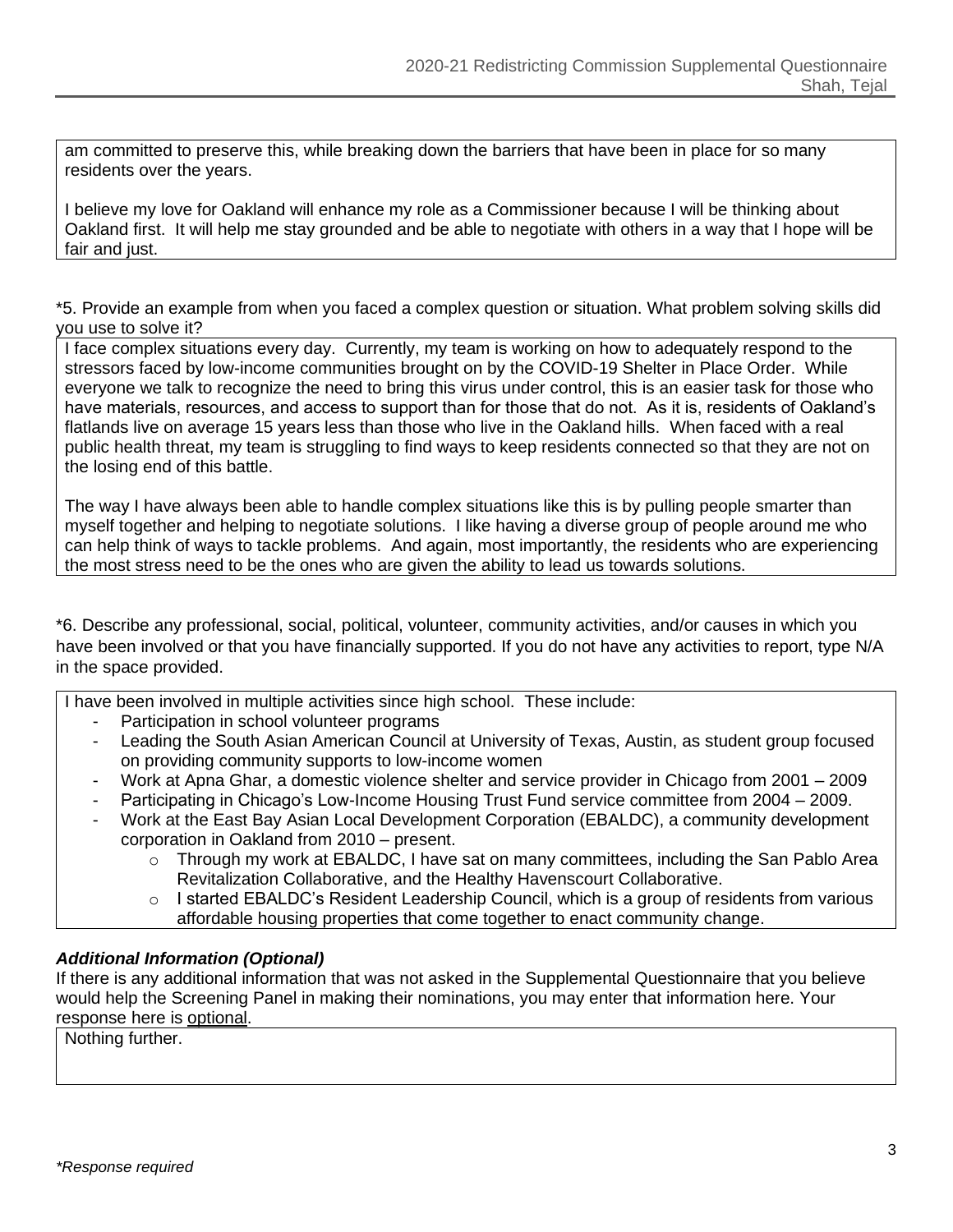am committed to preserve this, while breaking down the barriers that have been in place for so many residents over the years.

I believe my love for Oakland will enhance my role as a Commissioner because I will be thinking about Oakland first. It will help me stay grounded and be able to negotiate with others in a way that I hope will be fair and just.

*5. Provide an example from when you faced a complex question or situation. What problem solving skills did you use to solve it?

I face complex situations every day. Currently, my team is working on how to adequately respond to the stressors faced by low-income communities brought on by the COVID-19 Shelter in Place Order. While everyone we talk to recognize the need to bring this virus under control, this is an easier task for those who have materials, resources, and access to support than for those that do not. As it is, residents of Oakland's flatlands live on average 15 years less than those who live in the Oakland hills. When faced with a real public health threat, my team is struggling to find ways to keep residents connected so that they are not on the losing end of this battle.

The way I have always been able to handle complex situations like this is by pulling people smarter than myself together and helping to negotiate solutions. I like having a diverse group of people around me who can help think of ways to tackle problems. And again, most importantly, the residents who are experiencing the most stress need to be the ones who are given the ability to lead us towards solutions.

*6. Describe any professional, social, political, volunteer, community activities, and/or causes in which you have been involved or that you have financially supported. If you do not have any activities to report, type N/A in the space provided.

I have been involved in multiple activities since high school. These include:

- Participation in school volunteer programs
- Leading the South Asian American Council at University of Texas, Austin, as student group focused on providing community supports to low-income women
- Work at Apna Ghar, a domestic violence shelter and service provider in Chicago from 2001 – 2009
- Participating in Chicago's Low-Income Housing Trust Fund service committee from 2004 – 2009.
- Work at the East Bay Asian Local Development Corporation (EBALDC), a community development corporation in Oakland from 2010 – present.
    - Through my work at EBALDC, I have sat on many committees, including the San Pablo Area Revitalization Collaborative, and the Healthy Havenscourt Collaborative.
    - I started EBALDC's Resident Leadership Council, which is a group of residents from various affordable housing properties that come together to enact community change.

***Additional Information (Optional)***

If there is any additional information that was not asked in the Supplemental Questionnaire that you believe would help the Screening Panel in making their nominations, you may enter that information here. Your response here is optional.

Nothing further.

*\*Response required*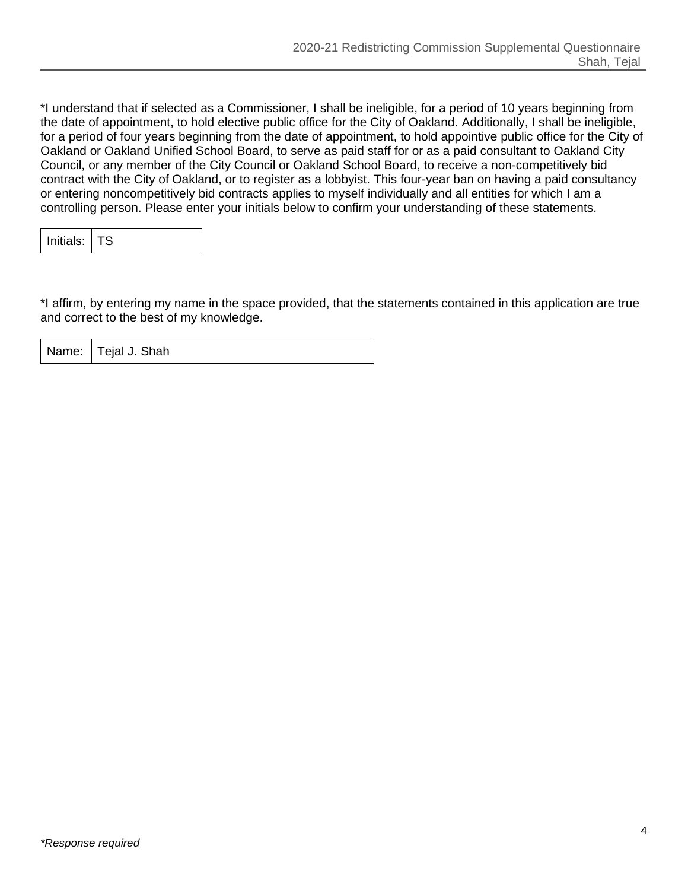*I understand that if selected as a Commissioner, I shall be ineligible, for a period of 10 years beginning from the date of appointment, to hold elective public office for the City of Oakland. Additionally, I shall be ineligible, for a period of four years beginning from the date of appointment, to hold appointive public office for the City of Oakland or Oakland Unified School Board, to serve as paid staff for or as a paid consultant to Oakland City Council, or any member of the City Council or Oakland School Board, to receive a non-competitively bid contract with the City of Oakland, or to register as a lobbyist. This four-year ban on having a paid consultancy or entering noncompetitively bid contracts applies to myself individually and all entities for which I am a controlling person. Please enter your initials below to confirm your understanding of these statements.

| | |
|---|---|
| Initials: | TS |

*I affirm, by entering my name in the space provided, that the statements contained in this application are true and correct to the best of my knowledge.

| | |
|---|---|
| Name: | Tejal J. Shah |

*\*Response required*